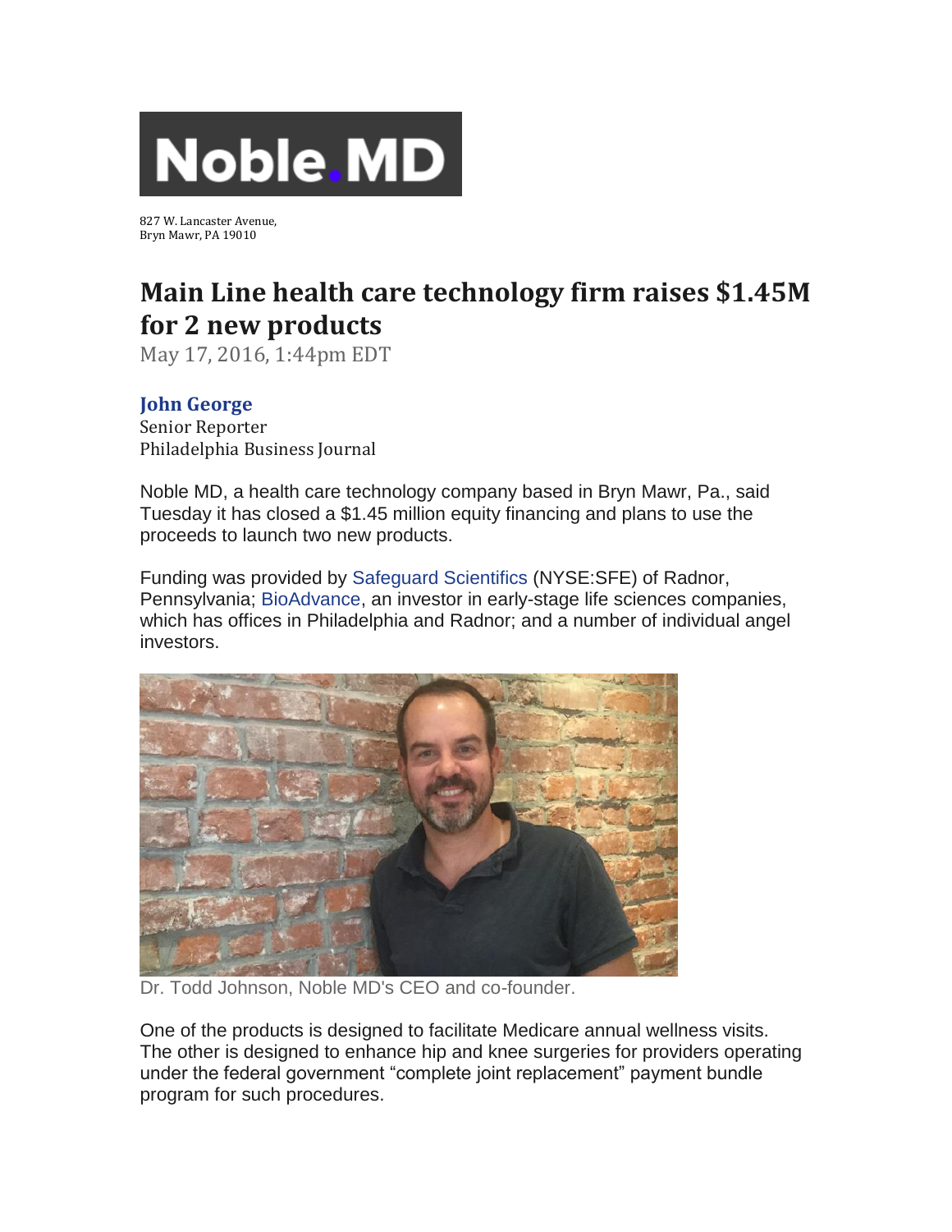# Noble.MD

827 W. Lancaster Avenue,
Bryn Mawr, PA 19010

## Main Line health care technology firm raises $1.45M for 2 new products

May 17, 2016, 1:44pm EDT

**John George**
Senior Reporter
Philadelphia Business Journal

Noble MD, a health care technology company based in Bryn Mawr, Pa., said Tuesday it has closed a $1.45 million equity financing and plans to use the proceeds to launch two new products.

Funding was provided by Safeguard Scientifics (NYSE:SFE) of Radnor, Pennsylvania; BioAdvance, an investor in early-stage life sciences companies, which has offices in Philadelphia and Radnor; and a number of individual angel investors.

Dr. Todd Johnson, Noble MD's CEO and co-founder.

One of the products is designed to facilitate Medicare annual wellness visits. The other is designed to enhance hip and knee surgeries for providers operating under the federal government "complete joint replacement" payment bundle program for such procedures.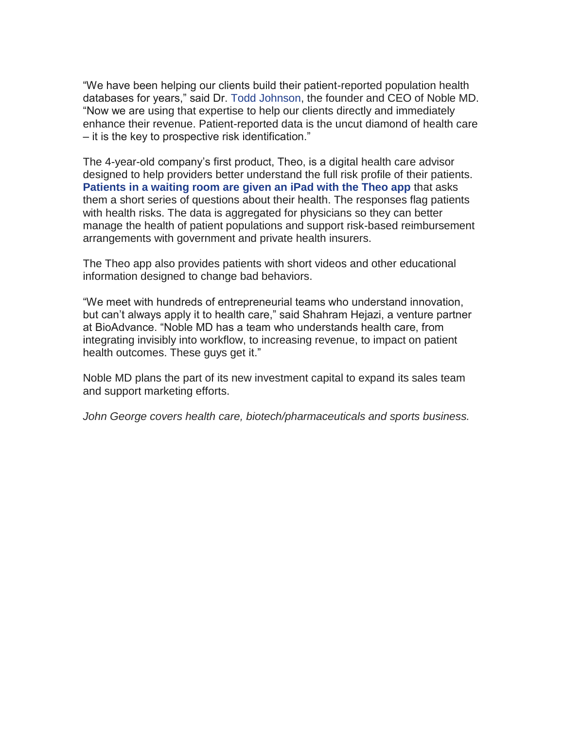"We have been helping our clients build their patient-reported population health databases for years," said Dr. Todd Johnson, the founder and CEO of Noble MD. "Now we are using that expertise to help our clients directly and immediately enhance their revenue. Patient-reported data is the uncut diamond of health care – it is the key to prospective risk identification."

The 4-year-old company's first product, Theo, is a digital health care advisor designed to help providers better understand the full risk profile of their patients. **Patients in a waiting room are given an iPad with the Theo app** that asks them a short series of questions about their health. The responses flag patients with health risks. The data is aggregated for physicians so they can better manage the health of patient populations and support risk-based reimbursement arrangements with government and private health insurers.

The Theo app also provides patients with short videos and other educational information designed to change bad behaviors.

"We meet with hundreds of entrepreneurial teams who understand innovation, but can't always apply it to health care," said Shahram Hejazi, a venture partner at BioAdvance. "Noble MD has a team who understands health care, from integrating invisibly into workflow, to increasing revenue, to impact on patient health outcomes. These guys get it."

Noble MD plans the part of its new investment capital to expand its sales team and support marketing efforts.

*John George covers health care, biotech/pharmaceuticals and sports business.*